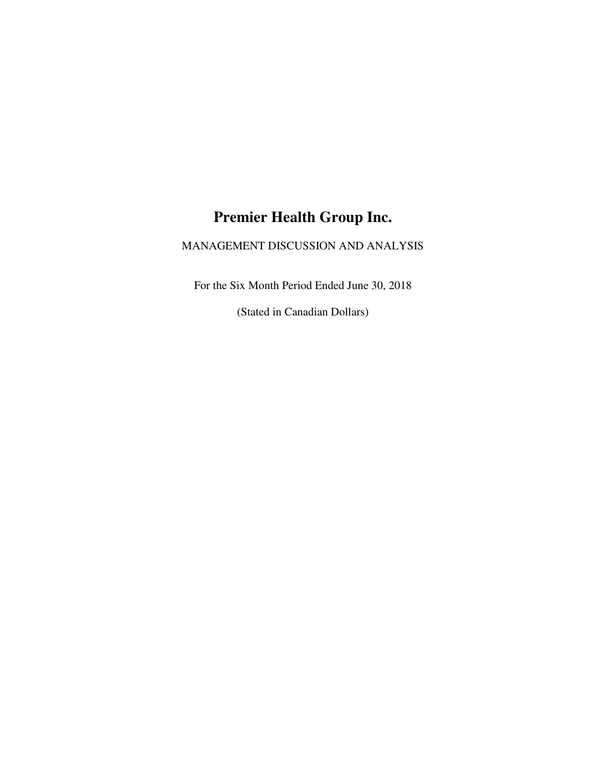# Premier Health Group Inc.

MANAGEMENT DISCUSSION AND ANALYSIS

For the Six Month Period Ended June 30, 2018

(Stated in Canadian Dollars)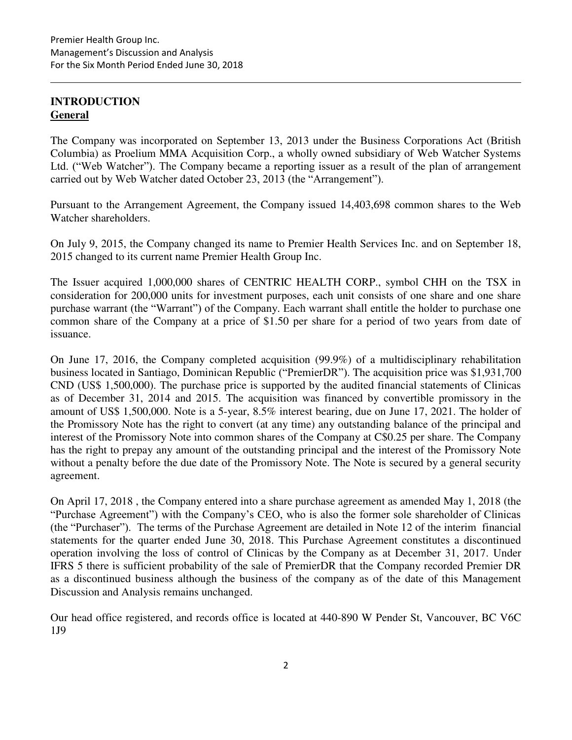# INTRODUCTION

## General

The Company was incorporated on September 13, 2013 under the Business Corporations Act (British Columbia) as Proelium MMA Acquisition Corp., a wholly owned subsidiary of Web Watcher Systems Ltd. ("Web Watcher"). The Company became a reporting issuer as a result of the plan of arrangement carried out by Web Watcher dated October 23, 2013 (the "Arrangement").

Pursuant to the Arrangement Agreement, the Company issued 14,403,698 common shares to the Web Watcher shareholders.

On July 9, 2015, the Company changed its name to Premier Health Services Inc. and on September 18, 2015 changed to its current name Premier Health Group Inc.

The Issuer acquired 1,000,000 shares of CENTRIC HEALTH CORP., symbol CHH on the TSX in consideration for 200,000 units for investment purposes, each unit consists of one share and one share purchase warrant (the "Warrant") of the Company. Each warrant shall entitle the holder to purchase one common share of the Company at a price of $1.50 per share for a period of two years from date of issuance.

On June 17, 2016, the Company completed acquisition (99.9%) of a multidisciplinary rehabilitation business located in Santiago, Dominican Republic ("PremierDR"). The acquisition price was $1,931,700 CND (US$ 1,500,000). The purchase price is supported by the audited financial statements of Clinicas as of December 31, 2014 and 2015. The acquisition was financed by convertible promissory in the amount of US$ 1,500,000. Note is a 5-year, 8.5% interest bearing, due on June 17, 2021. The holder of the Promissory Note has the right to convert (at any time) any outstanding balance of the principal and interest of the Promissory Note into common shares of the Company at C$0.25 per share. The Company has the right to prepay any amount of the outstanding principal and the interest of the Promissory Note without a penalty before the due date of the Promissory Note. The Note is secured by a general security agreement.

On April 17, 2018 , the Company entered into a share purchase agreement as amended May 1, 2018 (the "Purchase Agreement") with the Company's CEO, who is also the former sole shareholder of Clinicas (the "Purchaser"). The terms of the Purchase Agreement are detailed in Note 12 of the interim financial statements for the quarter ended June 30, 2018. This Purchase Agreement constitutes a discontinued operation involving the loss of control of Clinicas by the Company as at December 31, 2017. Under IFRS 5 there is sufficient probability of the sale of PremierDR that the Company recorded Premier DR as a discontinued business although the business of the company as of the date of this Management Discussion and Analysis remains unchanged.

Our head office registered, and records office is located at 440-890 W Pender St, Vancouver, BC V6C 1J9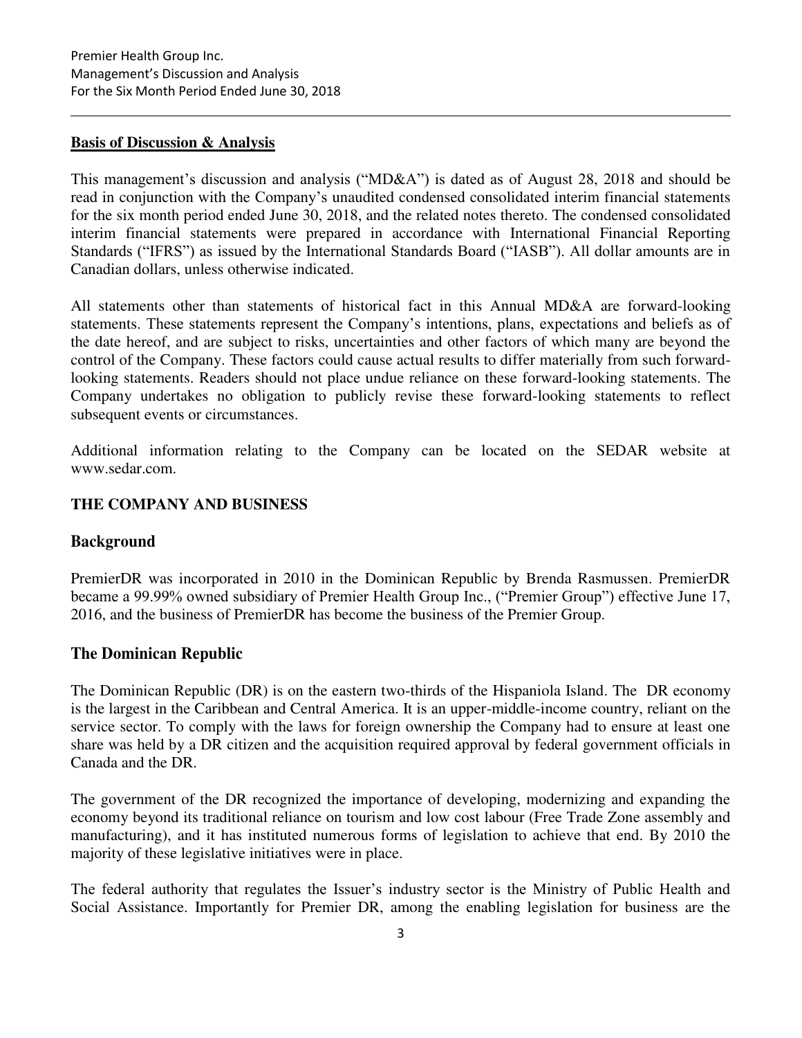## Basis of Discussion & Analysis

This management's discussion and analysis ("MD&A") is dated as of August 28, 2018 and should be read in conjunction with the Company's unaudited condensed consolidated interim financial statements for the six month period ended June 30, 2018, and the related notes thereto. The condensed consolidated interim financial statements were prepared in accordance with International Financial Reporting Standards ("IFRS") as issued by the International Standards Board ("IASB"). All dollar amounts are in Canadian dollars, unless otherwise indicated.

All statements other than statements of historical fact in this Annual MD&A are forward-looking statements. These statements represent the Company's intentions, plans, expectations and beliefs as of the date hereof, and are subject to risks, uncertainties and other factors of which many are beyond the control of the Company. These factors could cause actual results to differ materially from such forward-looking statements. Readers should not place undue reliance on these forward-looking statements. The Company undertakes no obligation to publicly revise these forward-looking statements to reflect subsequent events or circumstances.

Additional information relating to the Company can be located on the SEDAR website at www.sedar.com.

# THE COMPANY AND BUSINESS

## Background

PremierDR was incorporated in 2010 in the Dominican Republic by Brenda Rasmussen. PremierDR became a 99.99% owned subsidiary of Premier Health Group Inc., ("Premier Group") effective June 17, 2016, and the business of PremierDR has become the business of the Premier Group.

## The Dominican Republic

The Dominican Republic (DR) is on the eastern two-thirds of the Hispaniola Island. The DR economy is the largest in the Caribbean and Central America. It is an upper-middle-income country, reliant on the service sector. To comply with the laws for foreign ownership the Company had to ensure at least one share was held by a DR citizen and the acquisition required approval by federal government officials in Canada and the DR.

The government of the DR recognized the importance of developing, modernizing and expanding the economy beyond its traditional reliance on tourism and low cost labour (Free Trade Zone assembly and manufacturing), and it has instituted numerous forms of legislation to achieve that end. By 2010 the majority of these legislative initiatives were in place.

The federal authority that regulates the Issuer's industry sector is the Ministry of Public Health and Social Assistance. Importantly for Premier DR, among the enabling legislation for business are the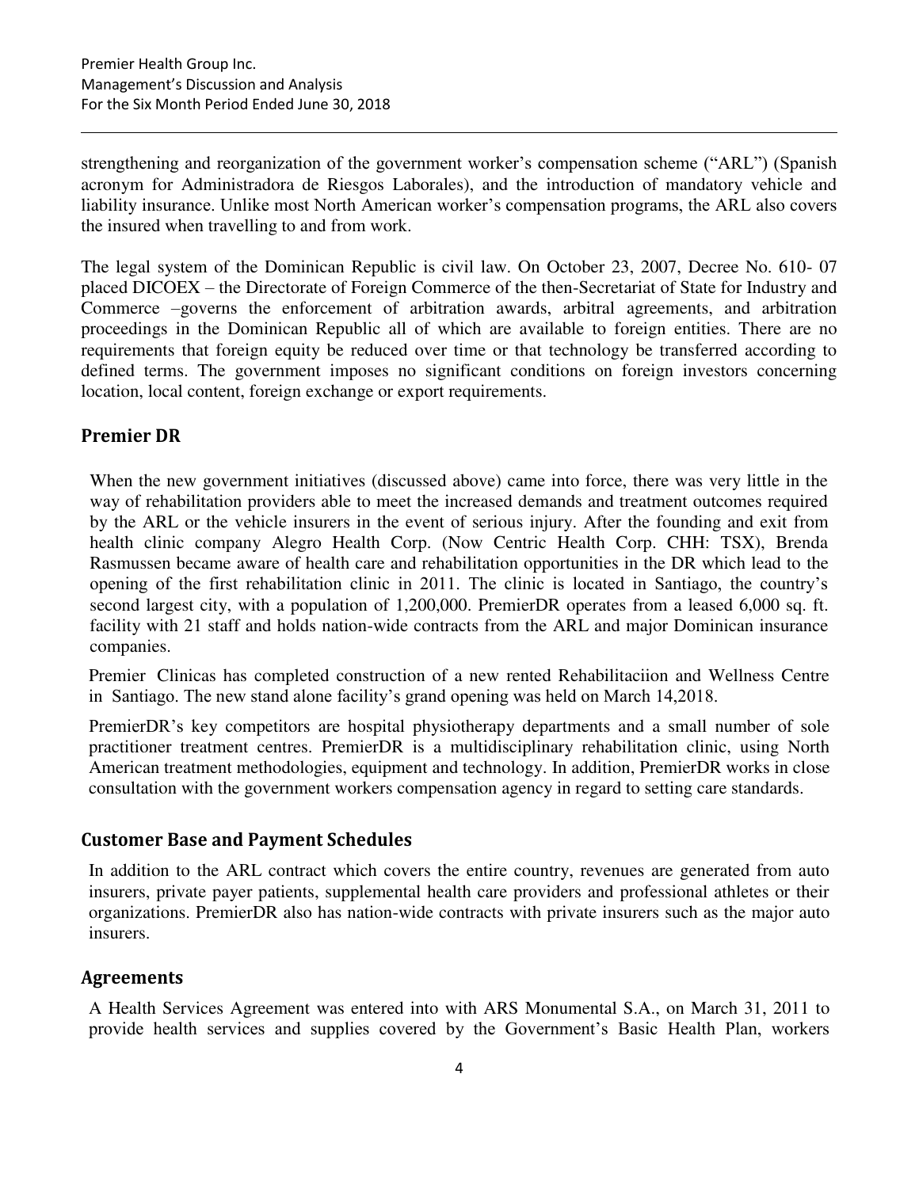strengthening and reorganization of the government worker's compensation scheme ("ARL") (Spanish acronym for Administradora de Riesgos Laborales), and the introduction of mandatory vehicle and liability insurance. Unlike most North American worker's compensation programs, the ARL also covers the insured when travelling to and from work.

The legal system of the Dominican Republic is civil law. On October 23, 2007, Decree No. 610- 07 placed DICOEX – the Directorate of Foreign Commerce of the then-Secretariat of State for Industry and Commerce –governs the enforcement of arbitration awards, arbitral agreements, and arbitration proceedings in the Dominican Republic all of which are available to foreign entities. There are no requirements that foreign equity be reduced over time or that technology be transferred according to defined terms. The government imposes no significant conditions on foreign investors concerning location, local content, foreign exchange or export requirements.

## Premier DR

When the new government initiatives (discussed above) came into force, there was very little in the way of rehabilitation providers able to meet the increased demands and treatment outcomes required by the ARL or the vehicle insurers in the event of serious injury. After the founding and exit from health clinic company Alegro Health Corp. (Now Centric Health Corp. CHH: TSX), Brenda Rasmussen became aware of health care and rehabilitation opportunities in the DR which lead to the opening of the first rehabilitation clinic in 2011. The clinic is located in Santiago, the country's second largest city, with a population of 1,200,000. PremierDR operates from a leased 6,000 sq. ft. facility with 21 staff and holds nation-wide contracts from the ARL and major Dominican insurance companies.

Premier Clinicas has completed construction of a new rented Rehabilitaciion and Wellness Centre in Santiago. The new stand alone facility's grand opening was held on March 14,2018.

PremierDR's key competitors are hospital physiotherapy departments and a small number of sole practitioner treatment centres. PremierDR is a multidisciplinary rehabilitation clinic, using North American treatment methodologies, equipment and technology. In addition, PremierDR works in close consultation with the government workers compensation agency in regard to setting care standards.

## Customer Base and Payment Schedules

In addition to the ARL contract which covers the entire country, revenues are generated from auto insurers, private payer patients, supplemental health care providers and professional athletes or their organizations. PremierDR also has nation-wide contracts with private insurers such as the major auto insurers.

## Agreements

A Health Services Agreement was entered into with ARS Monumental S.A., on March 31, 2011 to provide health services and supplies covered by the Government's Basic Health Plan, workers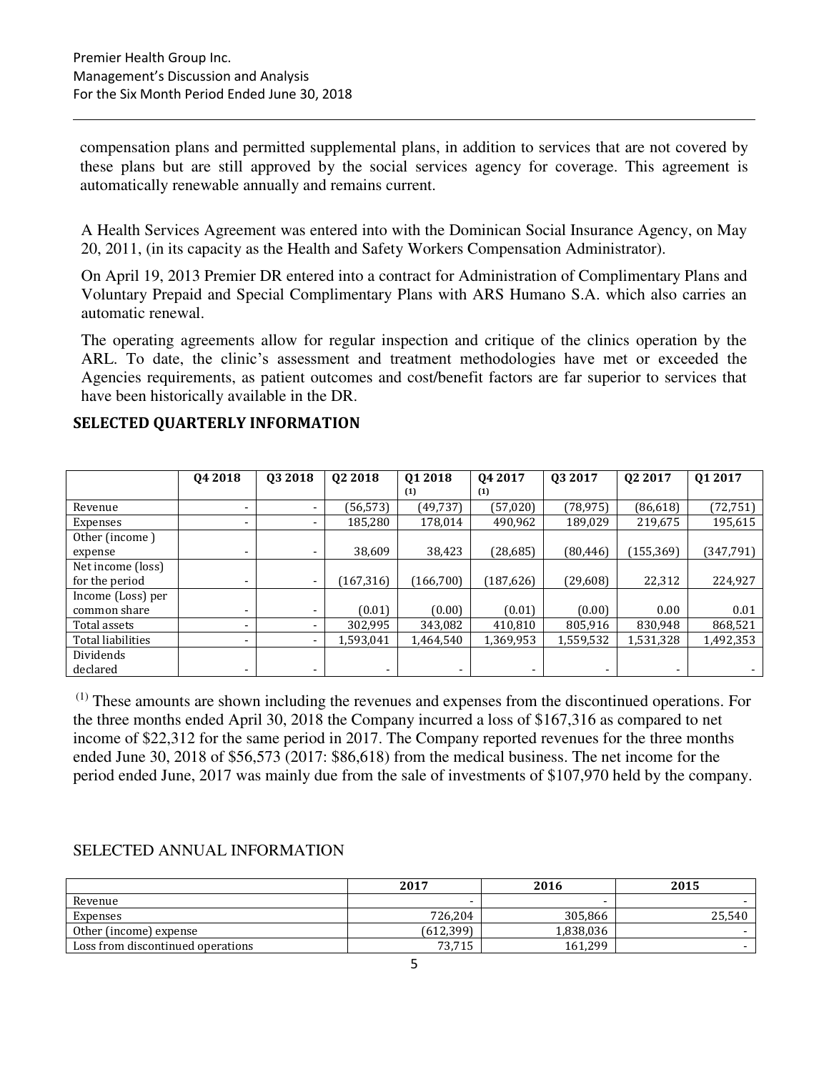compensation plans and permitted supplemental plans, in addition to services that are not covered by these plans but are still approved by the social services agency for coverage. This agreement is automatically renewable annually and remains current.

A Health Services Agreement was entered into with the Dominican Social Insurance Agency, on May 20, 2011, (in its capacity as the Health and Safety Workers Compensation Administrator).

On April 19, 2013 Premier DR entered into a contract for Administration of Complimentary Plans and Voluntary Prepaid and Special Complimentary Plans with ARS Humano S.A. which also carries an automatic renewal.

The operating agreements allow for regular inspection and critique of the clinics operation by the ARL. To date, the clinic's assessment and treatment methodologies have met or exceeded the Agencies requirements, as patient outcomes and cost/benefit factors are far superior to services that have been historically available in the DR.

## SELECTED QUARTERLY INFORMATION

| | Q4 2018 | Q3 2018 | Q2 2018 | Q1 2018 (1) | Q4 2017 (1) | Q3 2017 | Q2 2017 | Q1 2017 |
|---|---|---|---|---|---|---|---|---|
| Revenue | - | - | (56,573) | (49,737) | (57,020) | (78,975) | (86,618) | (72,751) |
| Expenses | - | - | 185,280 | 178,014 | 490,962 | 189,029 | 219,675 | 195,615 |
| Other (income ) expense | - | - | 38,609 | 38,423 | (28,685) | (80,446) | (155,369) | (347,791) |
| Net income (loss) for the period | - | - | (167,316) | (166,700) | (187,626) | (29,608) | 22,312 | 224,927 |
| Income (Loss) per common share | - | - | (0.01) | (0.00) | (0.01) | (0.00) | 0.00 | 0.01 |
| Total assets | - | - | 302,995 | 343,082 | 410,810 | 805,916 | 830,948 | 868,521 |
| Total liabilities | - | - | 1,593,041 | 1,464,540 | 1,369,953 | 1,559,532 | 1,531,328 | 1,492,353 |
| Dividends declared | - | - | - | - | - | - | - | - |

(1) These amounts are shown including the revenues and expenses from the discontinued operations. For the three months ended April 30, 2018 the Company incurred a loss of $167,316 as compared to net income of $22,312 for the same period in 2017. The Company reported revenues for the three months ended June 30, 2018 of $56,573 (2017: $86,618) from the medical business. The net income for the period ended June, 2017 was mainly due from the sale of investments of $107,970 held by the company.

## SELECTED ANNUAL INFORMATION

| | 2017 | 2016 | 2015 |
|---|---|---|---|
| Revenue | - | - | - |
| Expenses | 726,204 | 305,866 | 25,540 |
| Other (income) expense | (612,399) | 1,838,036 | - |
| Loss from discontinued operations | 73,715 | 161,299 | - |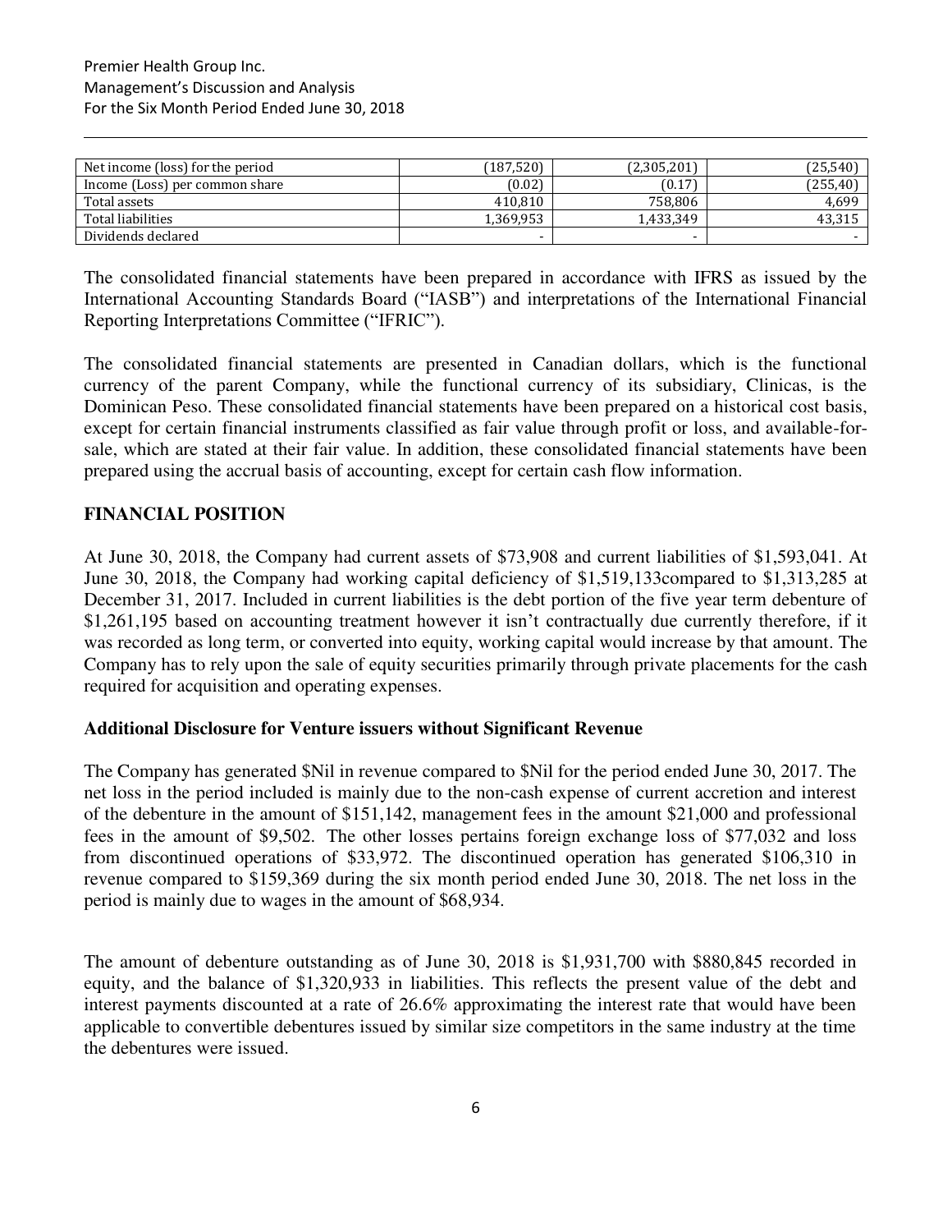| | | | |
|---|---|---|---|
| Net income (loss) for the period | (187,520) | (2,305,201) | (25,540) |
| Income (Loss) per common share | (0.02) | (0.17) | (255,40) |
| Total assets | 410,810 | 758,806 | 4,699 |
| Total liabilities | 1,369,953 | 1,433,349 | 43,315 |
| Dividends declared | - | - | - |

The consolidated financial statements have been prepared in accordance with IFRS as issued by the International Accounting Standards Board ("IASB") and interpretations of the International Financial Reporting Interpretations Committee ("IFRIC").

The consolidated financial statements are presented in Canadian dollars, which is the functional currency of the parent Company, while the functional currency of its subsidiary, Clinicas, is the Dominican Peso. These consolidated financial statements have been prepared on a historical cost basis, except for certain financial instruments classified as fair value through profit or loss, and available-for-sale, which are stated at their fair value. In addition, these consolidated financial statements have been prepared using the accrual basis of accounting, except for certain cash flow information.

## FINANCIAL POSITION

At June 30, 2018, the Company had current assets of $73,908 and current liabilities of $1,593,041. At June 30, 2018, the Company had working capital deficiency of $1,519,133compared to $1,313,285 at December 31, 2017. Included in current liabilities is the debt portion of the five year term debenture of $1,261,195 based on accounting treatment however it isn't contractually due currently therefore, if it was recorded as long term, or converted into equity, working capital would increase by that amount. The Company has to rely upon the sale of equity securities primarily through private placements for the cash required for acquisition and operating expenses.

### Additional Disclosure for Venture issuers without Significant Revenue

The Company has generated $Nil in revenue compared to $Nil for the period ended June 30, 2017. The net loss in the period included is mainly due to the non-cash expense of current accretion and interest of the debenture in the amount of $151,142, management fees in the amount $21,000 and professional fees in the amount of $9,502. The other losses pertains foreign exchange loss of $77,032 and loss from discontinued operations of $33,972. The discontinued operation has generated $106,310 in revenue compared to $159,369 during the six month period ended June 30, 2018. The net loss in the period is mainly due to wages in the amount of $68,934.

The amount of debenture outstanding as of June 30, 2018 is $1,931,700 with $880,845 recorded in equity, and the balance of $1,320,933 in liabilities. This reflects the present value of the debt and interest payments discounted at a rate of 26.6% approximating the interest rate that would have been applicable to convertible debentures issued by similar size competitors in the same industry at the time the debentures were issued.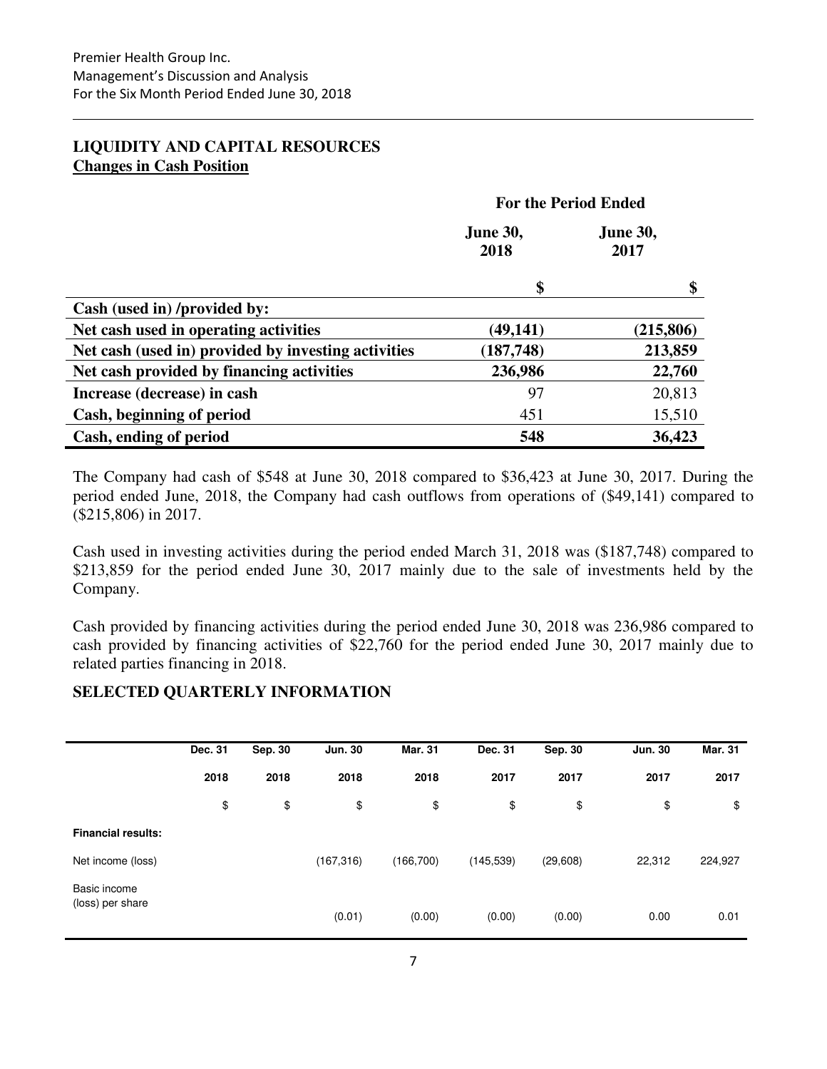## LIQUIDITY AND CAPITAL RESOURCES

### Changes in Cash Position

| | For the Period Ended | |
|---|---|---|
| | **June 30, 2018** | **June 30, 2017** |
| | **$** | **$** |
| **Cash (used in) /provided by:** | | |
| **Net cash used in operating activities** | **(49,141)** | **(215,806)** |
| **Net cash (used in) provided by investing activities** | **(187,748)** | **213,859** |
| **Net cash provided by financing activities** | **236,986** | **22,760** |
| **Increase (decrease) in cash** | 97 | 20,813 |
| **Cash, beginning of period** | 451 | 15,510 |
| **Cash, ending of period** | **548** | **36,423** |

The Company had cash of $548 at June 30, 2018 compared to $36,423 at June 30, 2017. During the period ended June, 2018, the Company had cash outflows from operations of ($49,141) compared to ($215,806) in 2017.

Cash used in investing activities during the period ended March 31, 2018 was ($187,748) compared to $213,859 for the period ended June 30, 2017 mainly due to the sale of investments held by the Company.

Cash provided by financing activities during the period ended June 30, 2018 was 236,986 compared to cash provided by financing activities of $22,760 for the period ended June 30, 2017 mainly due to related parties financing in 2018.

## SELECTED QUARTERLY INFORMATION

| | Dec. 31 2018 | Sep. 30 2018 | Jun. 30 2018 | Mar. 31 2018 | Dec. 31 2017 | Sep. 30 2017 | Jun. 30 2017 | Mar. 31 2017 |
|---|---|---|---|---|---|---|---|---|
| | $ | $ | $ | $ | $ | $ | $ | $ |
| **Financial results:** | | | | | | | | |
| Net income (loss) | | | (167,316) | (166,700) | (145,539) | (29,608) | 22,312 | 224,927 |
| Basic income (loss) per share | | | (0.01) | (0.00) | (0.00) | (0.00) | 0.00 | 0.01 |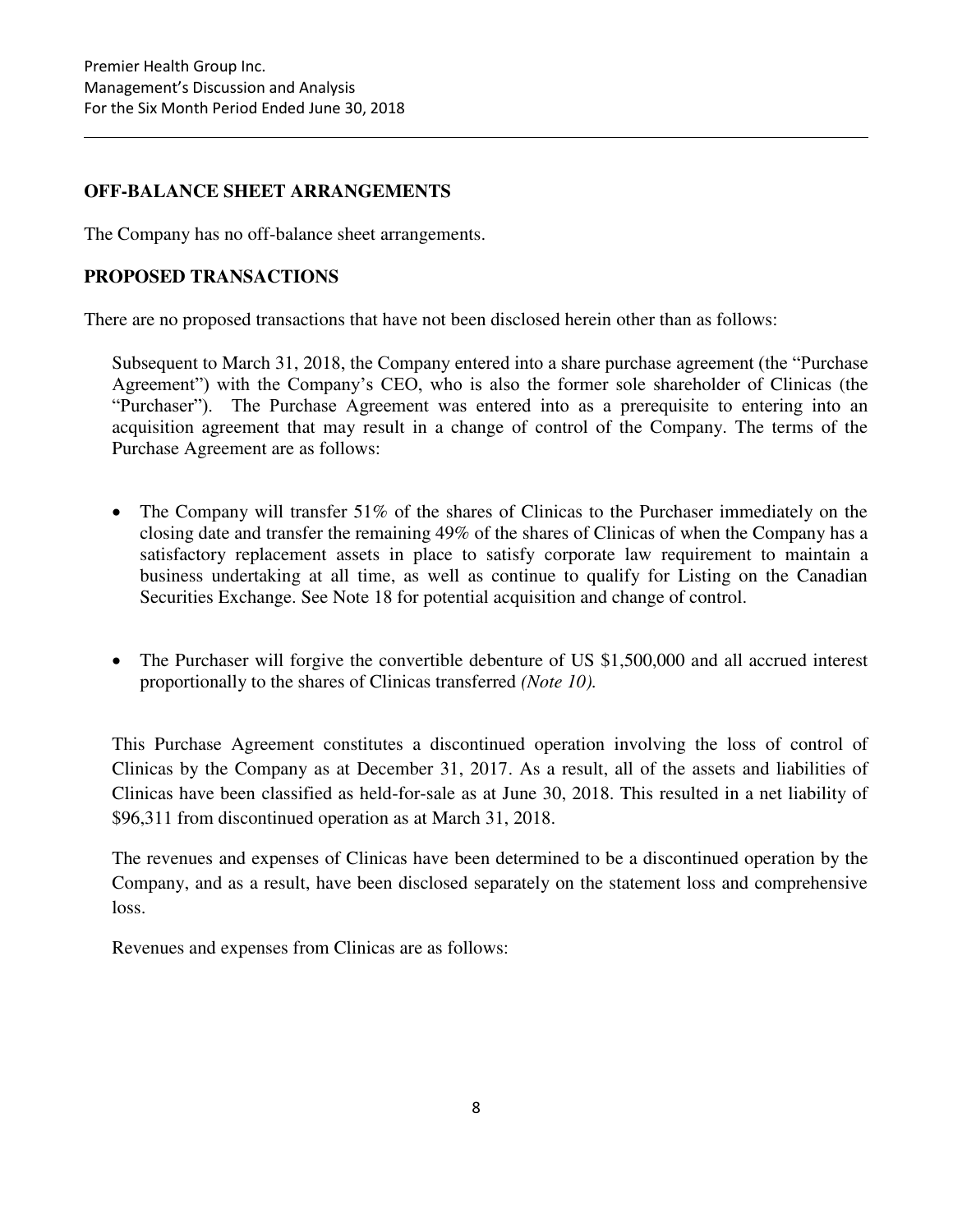## OFF-BALANCE SHEET ARRANGEMENTS

The Company has no off-balance sheet arrangements.

## PROPOSED TRANSACTIONS

There are no proposed transactions that have not been disclosed herein other than as follows:

Subsequent to March 31, 2018, the Company entered into a share purchase agreement (the "Purchase Agreement") with the Company's CEO, who is also the former sole shareholder of Clinicas (the "Purchaser"). The Purchase Agreement was entered into as a prerequisite to entering into an acquisition agreement that may result in a change of control of the Company. The terms of the Purchase Agreement are as follows:

- The Company will transfer 51% of the shares of Clinicas to the Purchaser immediately on the closing date and transfer the remaining 49% of the shares of Clinicas of when the Company has a satisfactory replacement assets in place to satisfy corporate law requirement to maintain a business undertaking at all time, as well as continue to qualify for Listing on the Canadian Securities Exchange. See Note 18 for potential acquisition and change of control.

- The Purchaser will forgive the convertible debenture of US $1,500,000 and all accrued interest proportionally to the shares of Clinicas transferred *(Note 10).*

This Purchase Agreement constitutes a discontinued operation involving the loss of control of Clinicas by the Company as at December 31, 2017. As a result, all of the assets and liabilities of Clinicas have been classified as held-for-sale as at June 30, 2018. This resulted in a net liability of $96,311 from discontinued operation as at March 31, 2018.

The revenues and expenses of Clinicas have been determined to be a discontinued operation by the Company, and as a result, have been disclosed separately on the statement loss and comprehensive loss.

Revenues and expenses from Clinicas are as follows: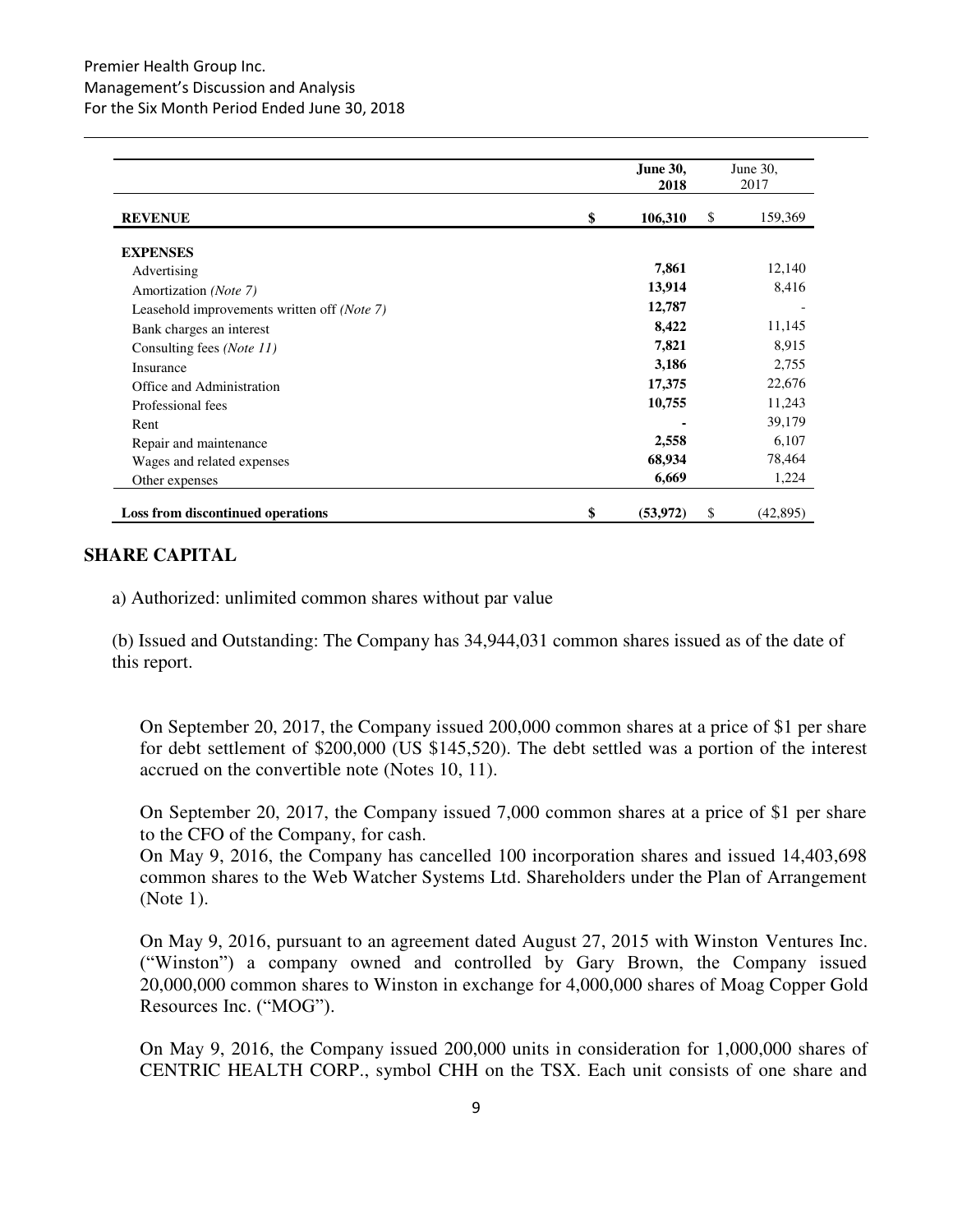| | June 30, 2018 | June 30, 2017 |
|---|---|---|
| **REVENUE** | **$ 106,310** | $ 159,369 |
| **EXPENSES** | | |
| Advertising | **7,861** | 12,140 |
| Amortization *(Note 7)* | **13,914** | 8,416 |
| Leasehold improvements written off *(Note 7)* | **12,787** | - |
| Bank charges an interest | **8,422** | 11,145 |
| Consulting fees *(Note 11)* | **7,821** | 8,915 |
| Insurance | **3,186** | 2,755 |
| Office and Administration | **17,375** | 22,676 |
| Professional fees | **10,755** | 11,243 |
| Rent | **-** | 39,179 |
| Repair and maintenance | **2,558** | 6,107 |
| Wages and related expenses | **68,934** | 78,464 |
| Other expenses | **6,669** | 1,224 |
| **Loss from discontinued operations** | **$ (53,972)** | $ (42,895) |

## SHARE CAPITAL

a) Authorized: unlimited common shares without par value

(b) Issued and Outstanding: The Company has 34,944,031 common shares issued as of the date of this report.

On September 20, 2017, the Company issued 200,000 common shares at a price of $1 per share for debt settlement of $200,000 (US $145,520). The debt settled was a portion of the interest accrued on the convertible note (Notes 10, 11).

On September 20, 2017, the Company issued 7,000 common shares at a price of $1 per share to the CFO of the Company, for cash.
On May 9, 2016, the Company has cancelled 100 incorporation shares and issued 14,403,698 common shares to the Web Watcher Systems Ltd. Shareholders under the Plan of Arrangement (Note 1).

On May 9, 2016, pursuant to an agreement dated August 27, 2015 with Winston Ventures Inc. ("Winston") a company owned and controlled by Gary Brown, the Company issued 20,000,000 common shares to Winston in exchange for 4,000,000 shares of Moag Copper Gold Resources Inc. ("MOG").

On May 9, 2016, the Company issued 200,000 units in consideration for 1,000,000 shares of CENTRIC HEALTH CORP., symbol CHH on the TSX. Each unit consists of one share and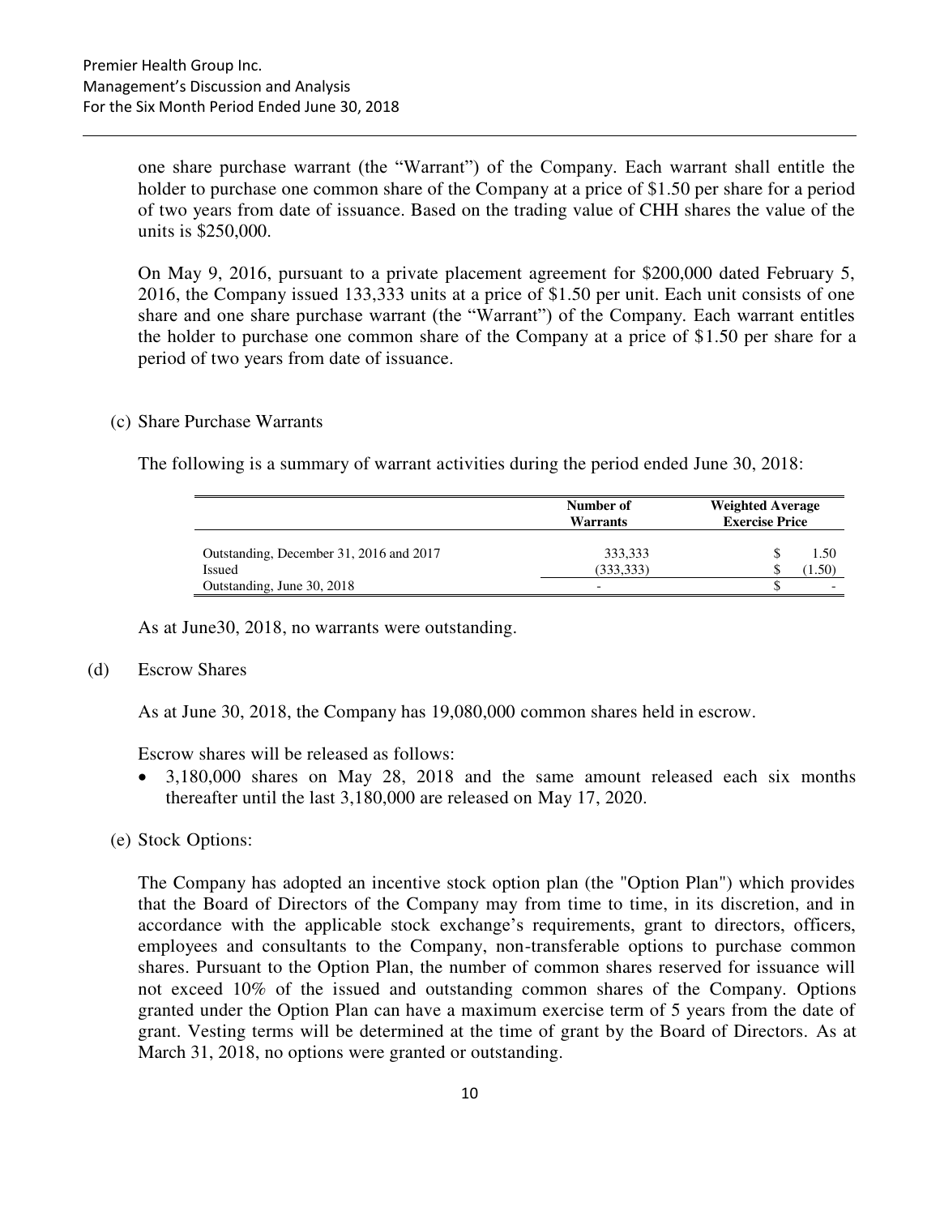one share purchase warrant (the "Warrant") of the Company. Each warrant shall entitle the holder to purchase one common share of the Company at a price of $1.50 per share for a period of two years from date of issuance. Based on the trading value of CHH shares the value of the units is $250,000.

On May 9, 2016, pursuant to a private placement agreement for $200,000 dated February 5, 2016, the Company issued 133,333 units at a price of $1.50 per unit. Each unit consists of one share and one share purchase warrant (the "Warrant") of the Company. Each warrant entitles the holder to purchase one common share of the Company at a price of $1.50 per share for a period of two years from date of issuance.

(c) Share Purchase Warrants

The following is a summary of warrant activities during the period ended June 30, 2018:

| | Number of Warrants | Weighted Average Exercise Price |
|---|---|---|
| Outstanding, December 31, 2016 and 2017 | 333,333 | $ 1.50 |
| Issued | (333,333) | $ (1.50) |
| Outstanding, June 30, 2018 | - | $ - |

As at June30, 2018, no warrants were outstanding.

(d) Escrow Shares

As at June 30, 2018, the Company has 19,080,000 common shares held in escrow.

Escrow shares will be released as follows:

- 3,180,000 shares on May 28, 2018 and the same amount released each six months thereafter until the last 3,180,000 are released on May 17, 2020.

(e) Stock Options:

The Company has adopted an incentive stock option plan (the "Option Plan") which provides that the Board of Directors of the Company may from time to time, in its discretion, and in accordance with the applicable stock exchange's requirements, grant to directors, officers, employees and consultants to the Company, non-transferable options to purchase common shares. Pursuant to the Option Plan, the number of common shares reserved for issuance will not exceed 10% of the issued and outstanding common shares of the Company. Options granted under the Option Plan can have a maximum exercise term of 5 years from the date of grant. Vesting terms will be determined at the time of grant by the Board of Directors. As at March 31, 2018, no options were granted or outstanding.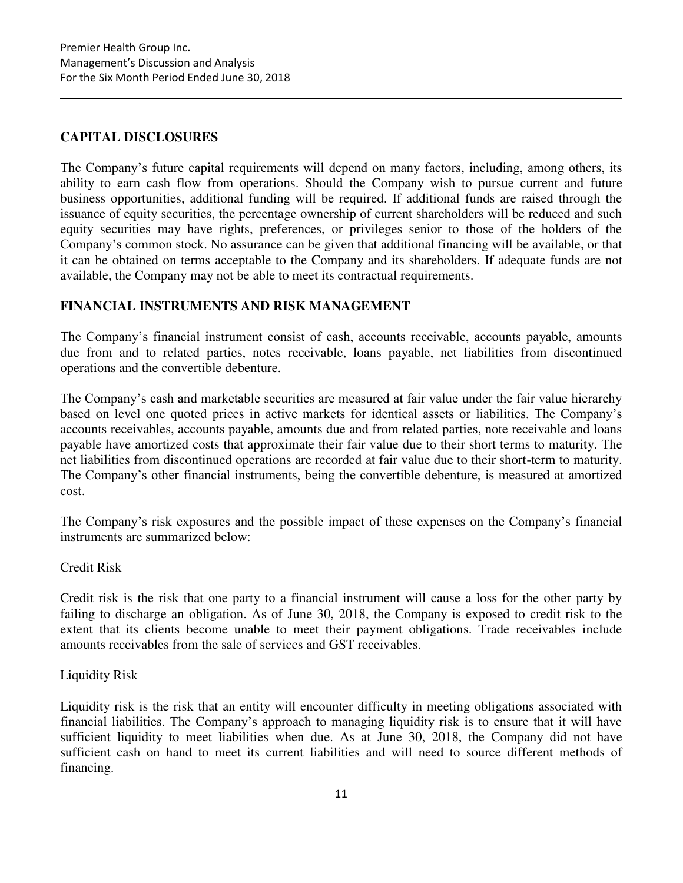## CAPITAL DISCLOSURES

The Company's future capital requirements will depend on many factors, including, among others, its ability to earn cash flow from operations. Should the Company wish to pursue current and future business opportunities, additional funding will be required. If additional funds are raised through the issuance of equity securities, the percentage ownership of current shareholders will be reduced and such equity securities may have rights, preferences, or privileges senior to those of the holders of the Company's common stock. No assurance can be given that additional financing will be available, or that it can be obtained on terms acceptable to the Company and its shareholders. If adequate funds are not available, the Company may not be able to meet its contractual requirements.

## FINANCIAL INSTRUMENTS AND RISK MANAGEMENT

The Company's financial instrument consist of cash, accounts receivable, accounts payable, amounts due from and to related parties, notes receivable, loans payable, net liabilities from discontinued operations and the convertible debenture.

The Company's cash and marketable securities are measured at fair value under the fair value hierarchy based on level one quoted prices in active markets for identical assets or liabilities. The Company's accounts receivables, accounts payable, amounts due and from related parties, note receivable and loans payable have amortized costs that approximate their fair value due to their short terms to maturity. The net liabilities from discontinued operations are recorded at fair value due to their short-term to maturity. The Company's other financial instruments, being the convertible debenture, is measured at amortized cost.

The Company's risk exposures and the possible impact of these expenses on the Company's financial instruments are summarized below:

Credit Risk

Credit risk is the risk that one party to a financial instrument will cause a loss for the other party by failing to discharge an obligation. As of June 30, 2018, the Company is exposed to credit risk to the extent that its clients become unable to meet their payment obligations. Trade receivables include amounts receivables from the sale of services and GST receivables.

Liquidity Risk

Liquidity risk is the risk that an entity will encounter difficulty in meeting obligations associated with financial liabilities. The Company's approach to managing liquidity risk is to ensure that it will have sufficient liquidity to meet liabilities when due. As at June 30, 2018, the Company did not have sufficient cash on hand to meet its current liabilities and will need to source different methods of financing.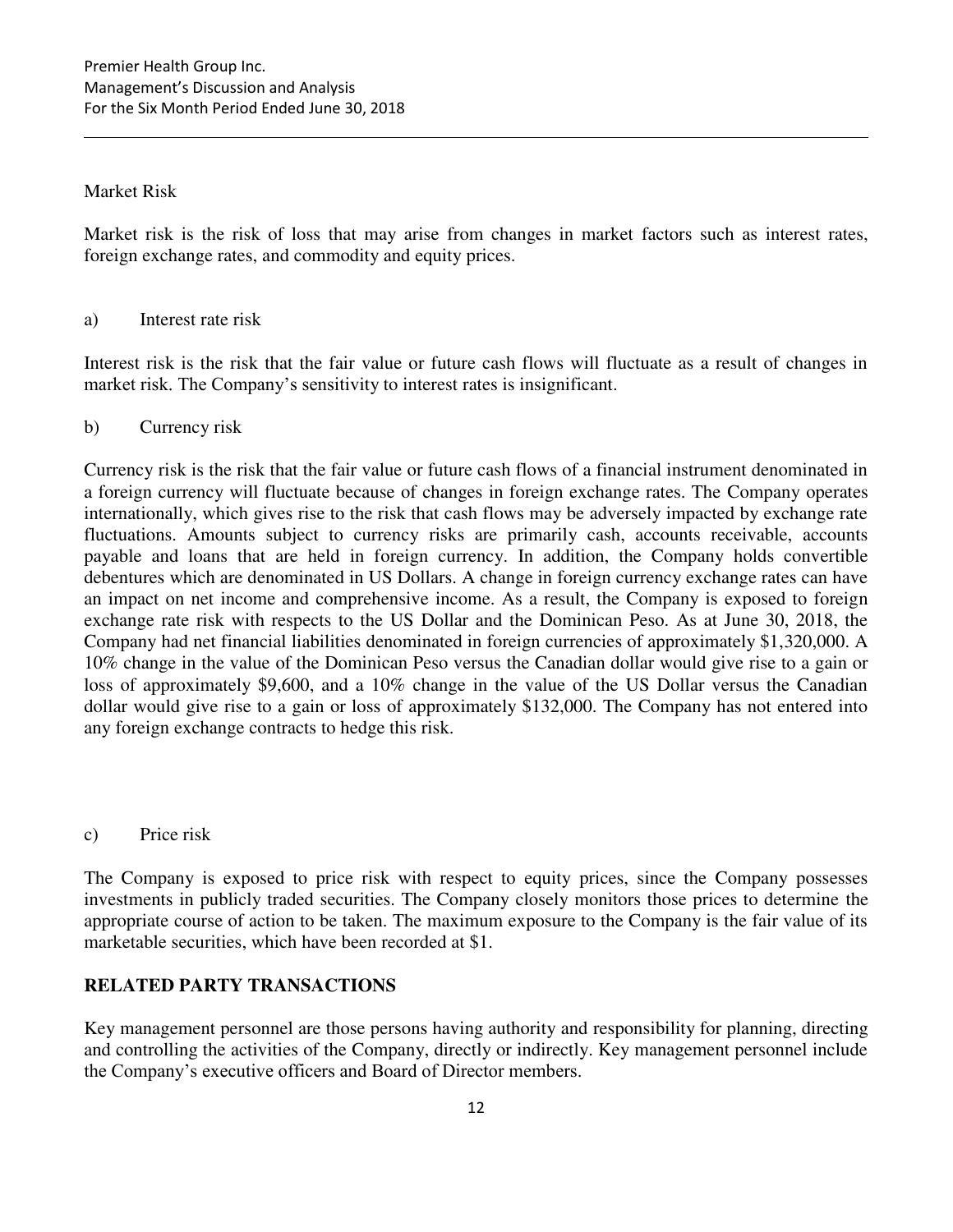Market Risk

Market risk is the risk of loss that may arise from changes in market factors such as interest rates, foreign exchange rates, and commodity and equity prices.

a) Interest rate risk

Interest risk is the risk that the fair value or future cash flows will fluctuate as a result of changes in market risk. The Company's sensitivity to interest rates is insignificant.

b) Currency risk

Currency risk is the risk that the fair value or future cash flows of a financial instrument denominated in a foreign currency will fluctuate because of changes in foreign exchange rates. The Company operates internationally, which gives rise to the risk that cash flows may be adversely impacted by exchange rate fluctuations. Amounts subject to currency risks are primarily cash, accounts receivable, accounts payable and loans that are held in foreign currency. In addition, the Company holds convertible debentures which are denominated in US Dollars. A change in foreign currency exchange rates can have an impact on net income and comprehensive income. As a result, the Company is exposed to foreign exchange rate risk with respects to the US Dollar and the Dominican Peso. As at June 30, 2018, the Company had net financial liabilities denominated in foreign currencies of approximately $1,320,000. A 10% change in the value of the Dominican Peso versus the Canadian dollar would give rise to a gain or loss of approximately $9,600, and a 10% change in the value of the US Dollar versus the Canadian dollar would give rise to a gain or loss of approximately $132,000. The Company has not entered into any foreign exchange contracts to hedge this risk.

c) Price risk

The Company is exposed to price risk with respect to equity prices, since the Company possesses investments in publicly traded securities. The Company closely monitors those prices to determine the appropriate course of action to be taken. The maximum exposure to the Company is the fair value of its marketable securities, which have been recorded at $1.

## RELATED PARTY TRANSACTIONS

Key management personnel are those persons having authority and responsibility for planning, directing and controlling the activities of the Company, directly or indirectly. Key management personnel include the Company's executive officers and Board of Director members.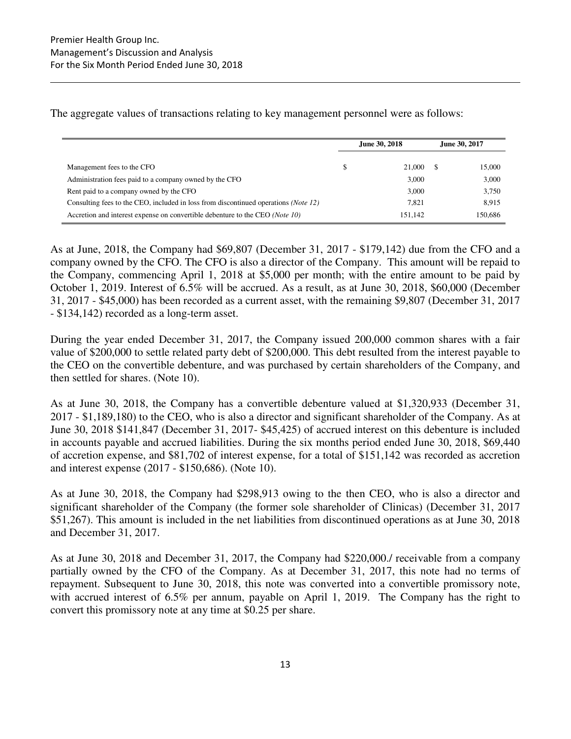The aggregate values of transactions relating to key management personnel were as follows:

| | June 30, 2018 | June 30, 2017 |
|---|---|---|
| Management fees to the CFO | $ 21,000 | $ 15,000 |
| Administration fees paid to a company owned by the CFO | 3,000 | 3,000 |
| Rent paid to a company owned by the CFO | 3,000 | 3,750 |
| Consulting fees to the CEO, included in loss from discontinued operations *(Note 12)* | 7,821 | 8,915 |
| Accretion and interest expense on convertible debenture to the CEO *(Note 10)* | 151,142 | 150,686 |

As at June, 2018, the Company had $69,807 (December 31, 2017 - $179,142) due from the CFO and a company owned by the CFO. The CFO is also a director of the Company. This amount will be repaid to the Company, commencing April 1, 2018 at $5,000 per month; with the entire amount to be paid by October 1, 2019. Interest of 6.5% will be accrued. As a result, as at June 30, 2018, $60,000 (December 31, 2017 - $45,000) has been recorded as a current asset, with the remaining $9,807 (December 31, 2017 - $134,142) recorded as a long-term asset.

During the year ended December 31, 2017, the Company issued 200,000 common shares with a fair value of $200,000 to settle related party debt of $200,000. This debt resulted from the interest payable to the CEO on the convertible debenture, and was purchased by certain shareholders of the Company, and then settled for shares. (Note 10).

As at June 30, 2018, the Company has a convertible debenture valued at $1,320,933 (December 31, 2017 - $1,189,180) to the CEO, who is also a director and significant shareholder of the Company. As at June 30, 2018 $141,847 (December 31, 2017- $45,425) of accrued interest on this debenture is included in accounts payable and accrued liabilities. During the six months period ended June 30, 2018, $69,440 of accretion expense, and $81,702 of interest expense, for a total of $151,142 was recorded as accretion and interest expense (2017 - $150,686). (Note 10).

As at June 30, 2018, the Company had $298,913 owing to the then CEO, who is also a director and significant shareholder of the Company (the former sole shareholder of Clinicas) (December 31, 2017 $51,267). This amount is included in the net liabilities from discontinued operations as at June 30, 2018 and December 31, 2017.

As at June 30, 2018 and December 31, 2017, the Company had $220,000./ receivable from a company partially owned by the CFO of the Company. As at December 31, 2017, this note had no terms of repayment. Subsequent to June 30, 2018, this note was converted into a convertible promissory note, with accrued interest of 6.5% per annum, payable on April 1, 2019. The Company has the right to convert this promissory note at any time at $0.25 per share.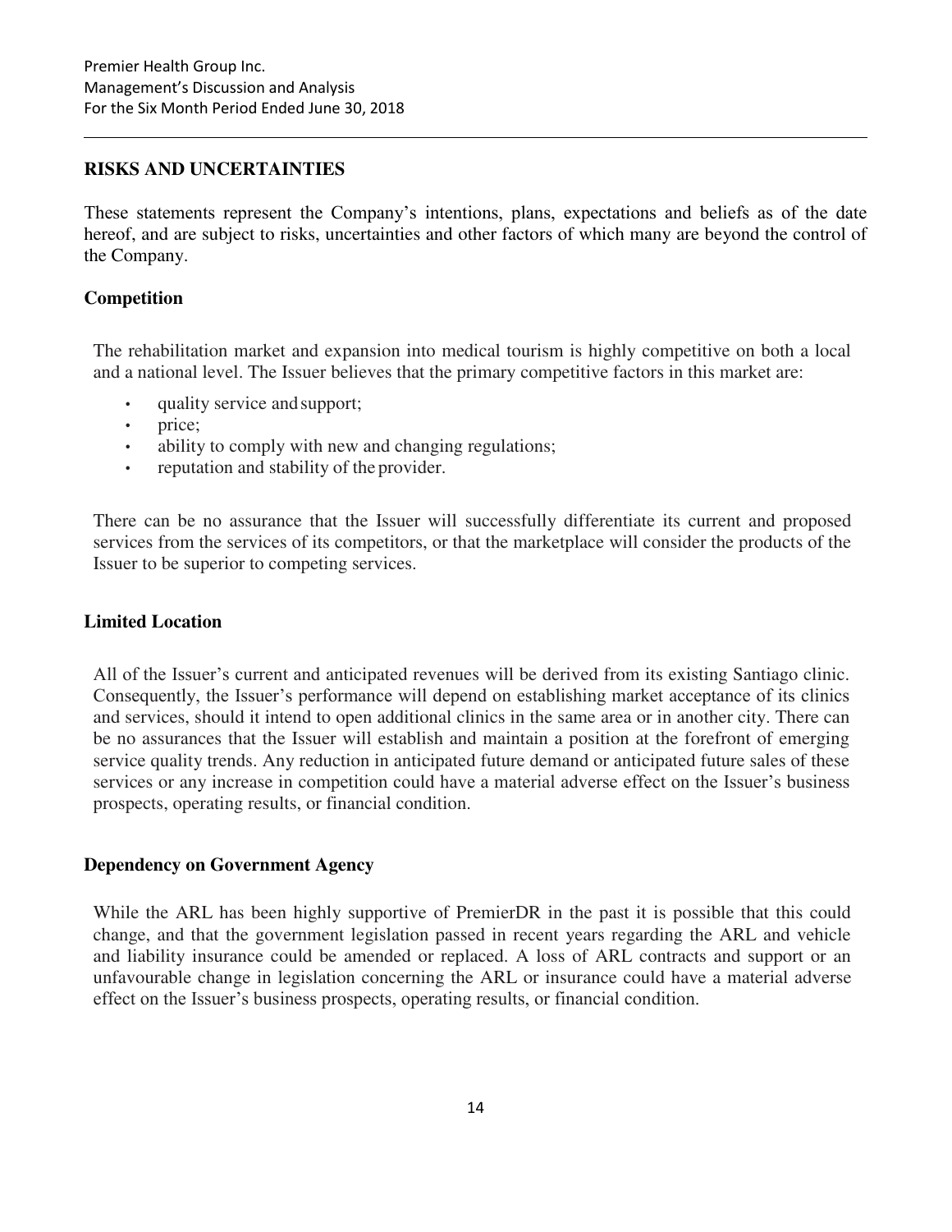## RISKS AND UNCERTAINTIES

These statements represent the Company's intentions, plans, expectations and beliefs as of the date hereof, and are subject to risks, uncertainties and other factors of which many are beyond the control of the Company.

### Competition

The rehabilitation market and expansion into medical tourism is highly competitive on both a local and a national level. The Issuer believes that the primary competitive factors in this market are:

- quality service and support;
- price;
- ability to comply with new and changing regulations;
- reputation and stability of the provider.

There can be no assurance that the Issuer will successfully differentiate its current and proposed services from the services of its competitors, or that the marketplace will consider the products of the Issuer to be superior to competing services.

### Limited Location

All of the Issuer's current and anticipated revenues will be derived from its existing Santiago clinic. Consequently, the Issuer's performance will depend on establishing market acceptance of its clinics and services, should it intend to open additional clinics in the same area or in another city. There can be no assurances that the Issuer will establish and maintain a position at the forefront of emerging service quality trends. Any reduction in anticipated future demand or anticipated future sales of these services or any increase in competition could have a material adverse effect on the Issuer's business prospects, operating results, or financial condition.

### Dependency on Government Agency

While the ARL has been highly supportive of PremierDR in the past it is possible that this could change, and that the government legislation passed in recent years regarding the ARL and vehicle and liability insurance could be amended or replaced. A loss of ARL contracts and support or an unfavourable change in legislation concerning the ARL or insurance could have a material adverse effect on the Issuer's business prospects, operating results, or financial condition.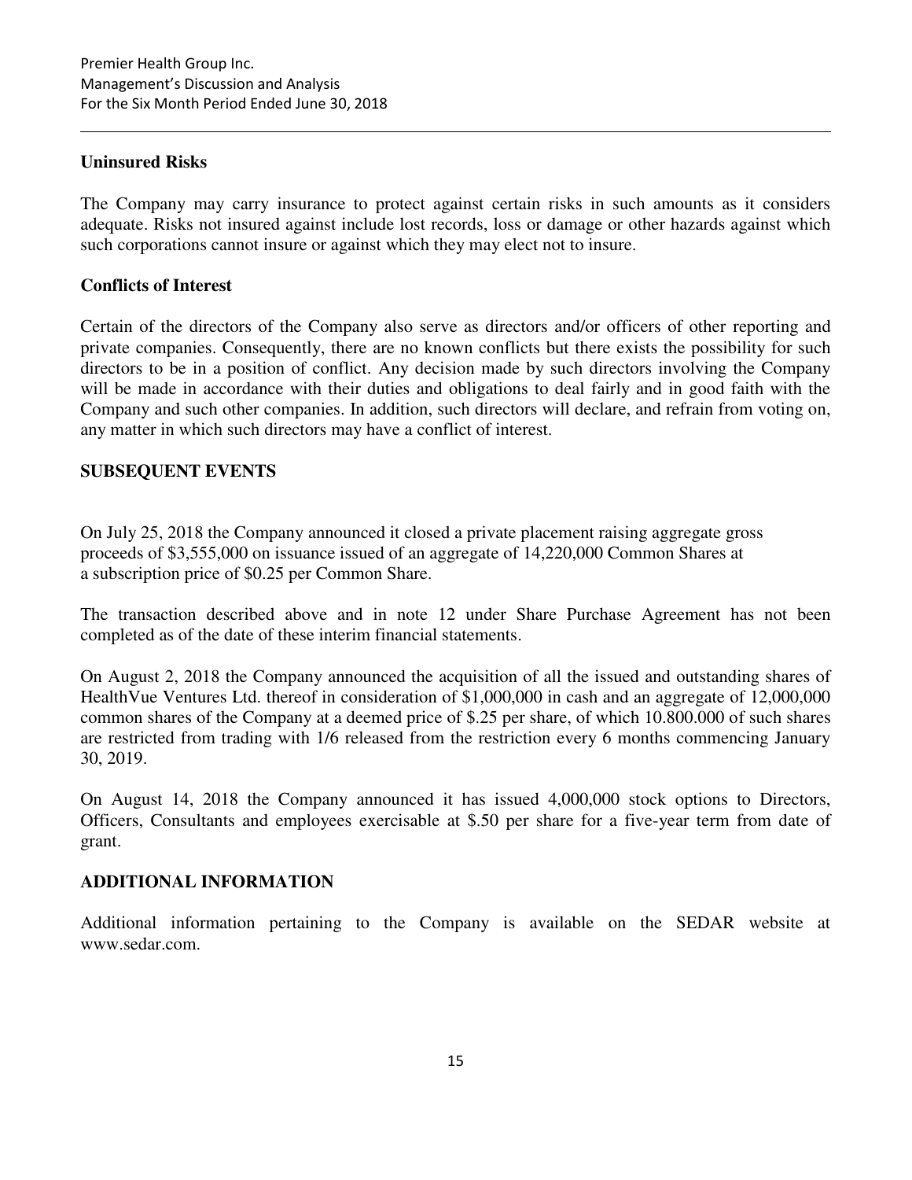### Uninsured Risks

The Company may carry insurance to protect against certain risks in such amounts as it considers adequate. Risks not insured against include lost records, loss or damage or other hazards against which such corporations cannot insure or against which they may elect not to insure.

### Conflicts of Interest

Certain of the directors of the Company also serve as directors and/or officers of other reporting and private companies. Consequently, there are no known conflicts but there exists the possibility for such directors to be in a position of conflict. Any decision made by such directors involving the Company will be made in accordance with their duties and obligations to deal fairly and in good faith with the Company and such other companies. In addition, such directors will declare, and refrain from voting on, any matter in which such directors may have a conflict of interest.

## SUBSEQUENT EVENTS

On July 25, 2018 the Company announced it closed a private placement raising aggregate gross proceeds of $3,555,000 on issuance issued of an aggregate of 14,220,000 Common Shares at a subscription price of $0.25 per Common Share.

The transaction described above and in note 12 under Share Purchase Agreement has not been completed as of the date of these interim financial statements.

On August 2, 2018 the Company announced the acquisition of all the issued and outstanding shares of HealthVue Ventures Ltd. thereof in consideration of $1,000,000 in cash and an aggregate of 12,000,000 common shares of the Company at a deemed price of $.25 per share, of which 10.800.000 of such shares are restricted from trading with 1/6 released from the restriction every 6 months commencing January 30, 2019.

On August 14, 2018 the Company announced it has issued 4,000,000 stock options to Directors, Officers, Consultants and employees exercisable at $.50 per share for a five-year term from date of grant.

## ADDITIONAL INFORMATION

Additional information pertaining to the Company is available on the SEDAR website at www.sedar.com.